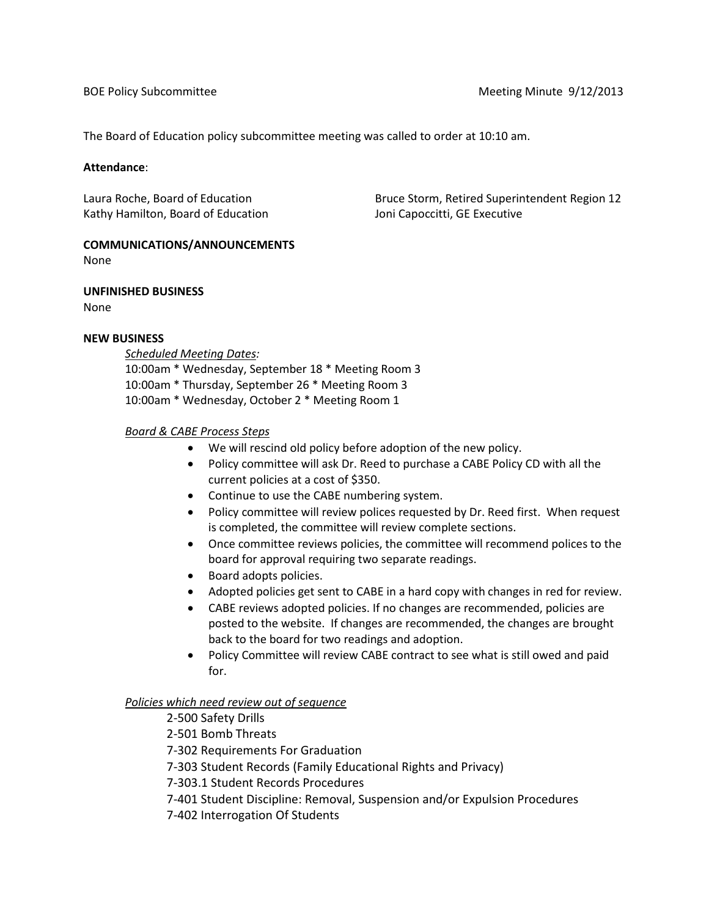BOE Policy Subcommittee Meeting Minute 9/12/2013

The Board of Education policy subcommittee meeting was called to order at 10:10 am.

**Attendance**:

Laura Roche, Board of Education
Kathy Hamilton, Board of Education
Bruce Storm, Retired Superintendent Region 12
Joni Capoccitti, GE Executive

**COMMUNICATIONS/ANNOUNCEMENTS**
None

**UNFINISHED BUSINESS**
None

**NEW BUSINESS**

*Scheduled Meeting Dates:*

10:00am * Wednesday, September 18 * Meeting Room 3
10:00am * Thursday, September 26 * Meeting Room 3
10:00am * Wednesday, October 2 * Meeting Room 1

*Board & CABE Process Steps*

- We will rescind old policy before adoption of the new policy.
- Policy committee will ask Dr. Reed to purchase a CABE Policy CD with all the current policies at a cost of $350.
- Continue to use the CABE numbering system.
- Policy committee will review polices requested by Dr. Reed first. When request is completed, the committee will review complete sections.
- Once committee reviews policies, the committee will recommend polices to the board for approval requiring two separate readings.
- Board adopts policies.
- Adopted policies get sent to CABE in a hard copy with changes in red for review.
- CABE reviews adopted policies. If no changes are recommended, policies are posted to the website. If changes are recommended, the changes are brought back to the board for two readings and adoption.
- Policy Committee will review CABE contract to see what is still owed and paid for.

*Policies which need review out of sequence*

2-500 Safety Drills
2-501 Bomb Threats
7-302 Requirements For Graduation
7-303 Student Records (Family Educational Rights and Privacy)
7-303.1 Student Records Procedures
7-401 Student Discipline: Removal, Suspension and/or Expulsion Procedures
7-402 Interrogation Of Students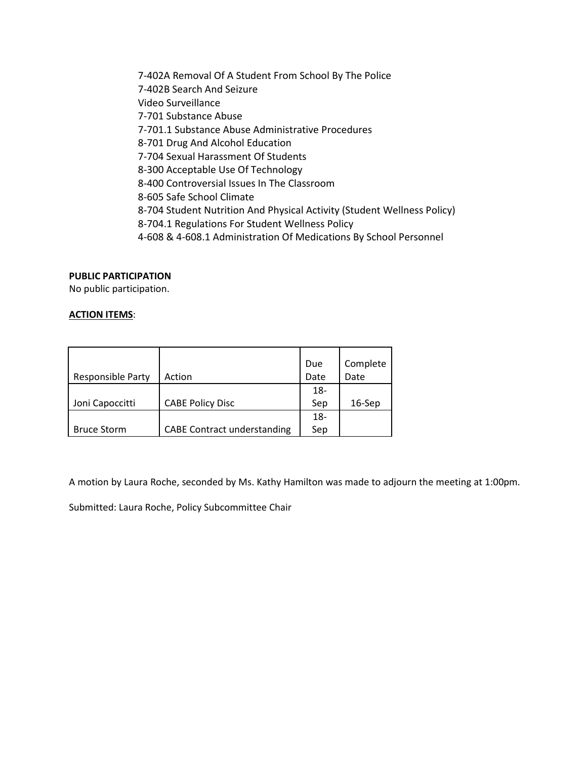7-402A Removal Of A Student From School By The Police
7-402B Search And Seizure
Video Surveillance
7-701 Substance Abuse
7-701.1 Substance Abuse Administrative Procedures
8-701 Drug And Alcohol Education
7-704 Sexual Harassment Of Students
8-300 Acceptable Use Of Technology
8-400 Controversial Issues In The Classroom
8-605 Safe School Climate
8-704 Student Nutrition And Physical Activity (Student Wellness Policy)
8-704.1 Regulations For Student Wellness Policy
4-608 & 4-608.1 Administration Of Medications By School Personnel

**PUBLIC PARTICIPATION**
No public participation.

**ACTION ITEMS**:

| Responsible Party | Action | Due Date | Complete Date |
|---|---|---|---|
| Joni Capoccitti | CABE Policy Disc | 18-Sep | 16-Sep |
| Bruce Storm | CABE Contract understanding | 18-Sep | |

A motion by Laura Roche, seconded by Ms. Kathy Hamilton was made to adjourn the meeting at 1:00pm.

Submitted: Laura Roche, Policy Subcommittee Chair